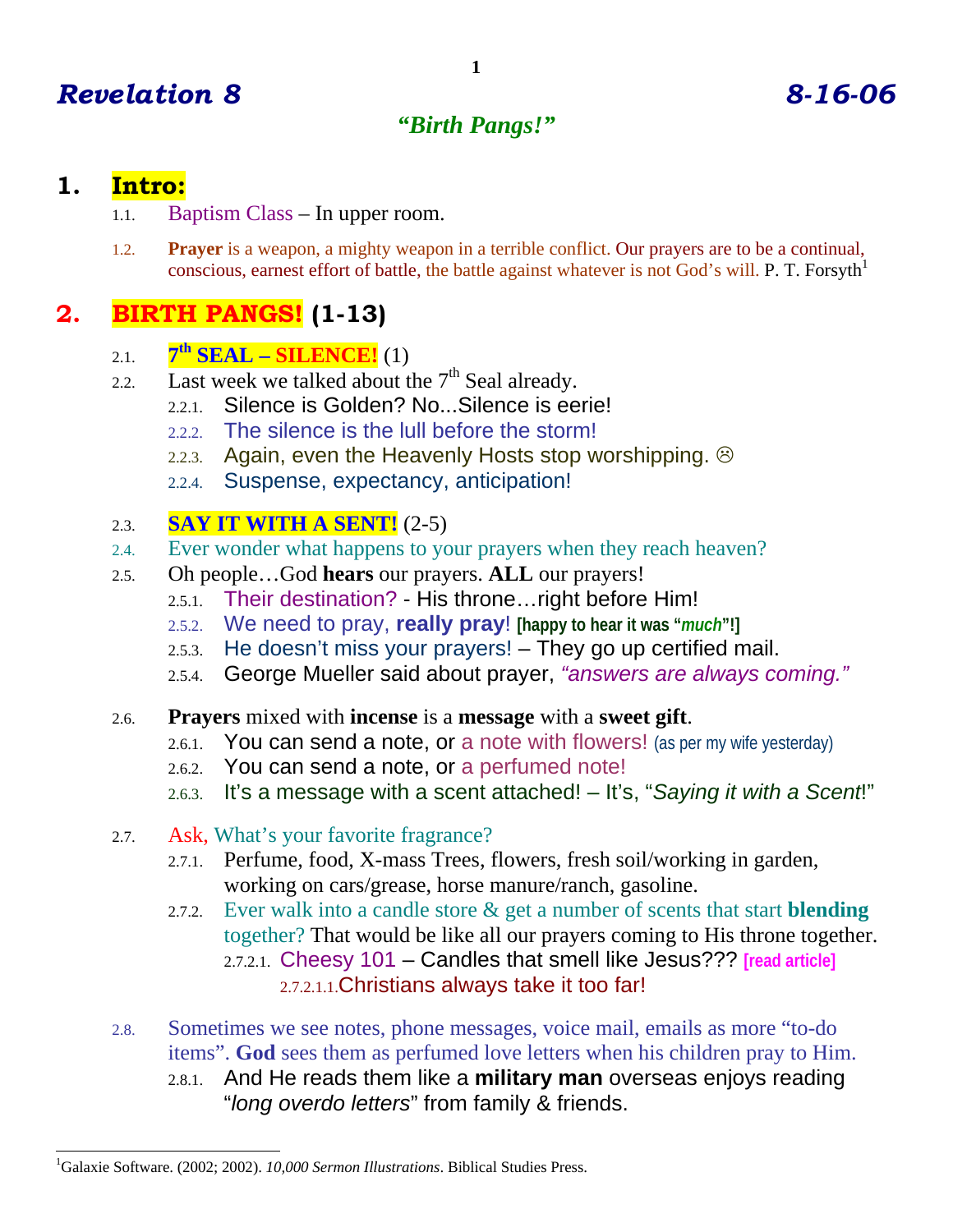# *Revelation 8* *8-16-06*

## *"Birth Pangs!"*

## 1. Intro:

1.1. Baptism Class – In upper room.

1.2. **Prayer** is a weapon, a mighty weapon in a terrible conflict. Our prayers are to be a continual, conscious, earnest effort of battle, the battle against whatever is not God's will. P. T. Forsyth[1]

## 2. BIRTH PANGS! (1-13)

2.1. **7th SEAL – SILENCE!** (1)

2.2. Last week we talked about the 7th Seal already.

- 2.2.1. Silence is Golden? No...Silence is eerie!
- 2.2.2. The silence is the lull before the storm!
- 2.2.3. Again, even the Heavenly Hosts stop worshipping. ☹
- 2.2.4. Suspense, expectancy, anticipation!

2.3. **SAY IT WITH A SENT!** (2-5)

2.4. Ever wonder what happens to your prayers when they reach heaven?

2.5. Oh people…God **hears** our prayers. **ALL** our prayers!

- 2.5.1. Their destination? - His throne…right before Him!
- 2.5.2. We need to pray, **really pray**! **[happy to hear it was "*much*"!]**
- 2.5.3. He doesn't miss your prayers! – They go up certified mail.
- 2.5.4. George Mueller said about prayer, *"answers are always coming."*

2.6. **Prayers** mixed with **incense** is a **message** with a **sweet gift**.

- 2.6.1. You can send a note, or a note with flowers! (as per my wife yesterday)
- 2.6.2. You can send a note, or a perfumed note!
- 2.6.3. It's a message with a scent attached! – It's, "*Saying it with a Scent*!"

2.7. Ask, What's your favorite fragrance?

- 2.7.1. Perfume, food, X-mass Trees, flowers, fresh soil/working in garden, working on cars/grease, horse manure/ranch, gasoline.
- 2.7.2. Ever walk into a candle store & get a number of scents that start **blending** together? That would be like all our prayers coming to His throne together.
  - 2.7.2.1. Cheesy 101 – Candles that smell like Jesus??? **[read article]**
    - 2.7.2.1.1. Christians always take it too far!

2.8. Sometimes we see notes, phone messages, voice mail, emails as more "to-do items". **God** sees them as perfumed love letters when his children pray to Him.

- 2.8.1. And He reads them like a **military man** overseas enjoys reading "*long overdo letters*" from family & friends.

---

[1] Galaxie Software. (2002; 2002). *10,000 Sermon Illustrations*. Biblical Studies Press.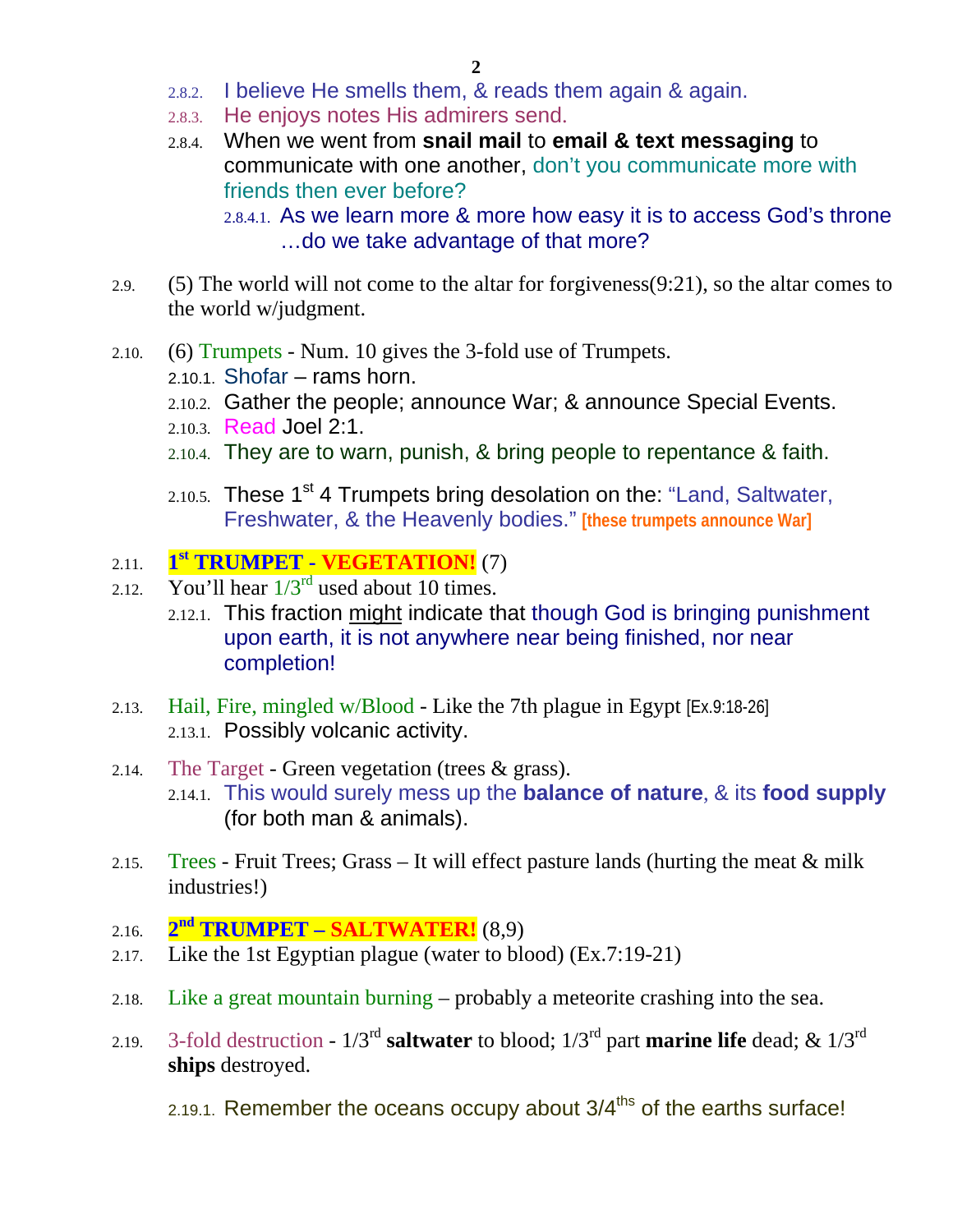2.8.2. I believe He smells them, & reads them again & again.

2.8.3. He enjoys notes His admirers send.

2.8.4. When we went from **snail mail** to **email & text messaging** to communicate with one another, don't you communicate more with friends then ever before?

2.8.4.1. As we learn more & more how easy it is to access God's throne …do we take advantage of that more?

2.9. (5) The world will not come to the altar for forgiveness(9:21), so the altar comes to the world w/judgment.

2.10. (6) Trumpets - Num. 10 gives the 3-fold use of Trumpets.

2.10.1. Shofar – rams horn.

2.10.2. Gather the people; announce War; & announce Special Events.

2.10.3. Read Joel 2:1.

2.10.4. They are to warn, punish, & bring people to repentance & faith.

2.10.5. These 1st 4 Trumpets bring desolation on the: "Land, Saltwater, Freshwater, & the Heavenly bodies." **[these trumpets announce War]**

2.11. **1st TRUMPET - VEGETATION!** (7)

2.12. You'll hear 1/3rd used about 10 times.

2.12.1. This fraction <u>might</u> indicate that though God is bringing punishment upon earth, it is not anywhere near being finished, nor near completion!

2.13. Hail, Fire, mingled w/Blood - Like the 7th plague in Egypt [Ex.9:18-26]

2.13.1. Possibly volcanic activity.

2.14. The Target - Green vegetation (trees & grass).

2.14.1. This would surely mess up the **balance of nature**, & its **food supply** (for both man & animals).

2.15. Trees - Fruit Trees; Grass – It will effect pasture lands (hurting the meat & milk industries!)

2.16. **2nd TRUMPET – SALTWATER!** (8,9)

2.17. Like the 1st Egyptian plague (water to blood) (Ex.7:19-21)

2.18. Like a great mountain burning – probably a meteorite crashing into the sea.

2.19. 3-fold destruction - 1/3rd **saltwater** to blood; 1/3rd part **marine life** dead; & 1/3rd **ships** destroyed.

2.19.1. Remember the oceans occupy about 3/4ths of the earths surface!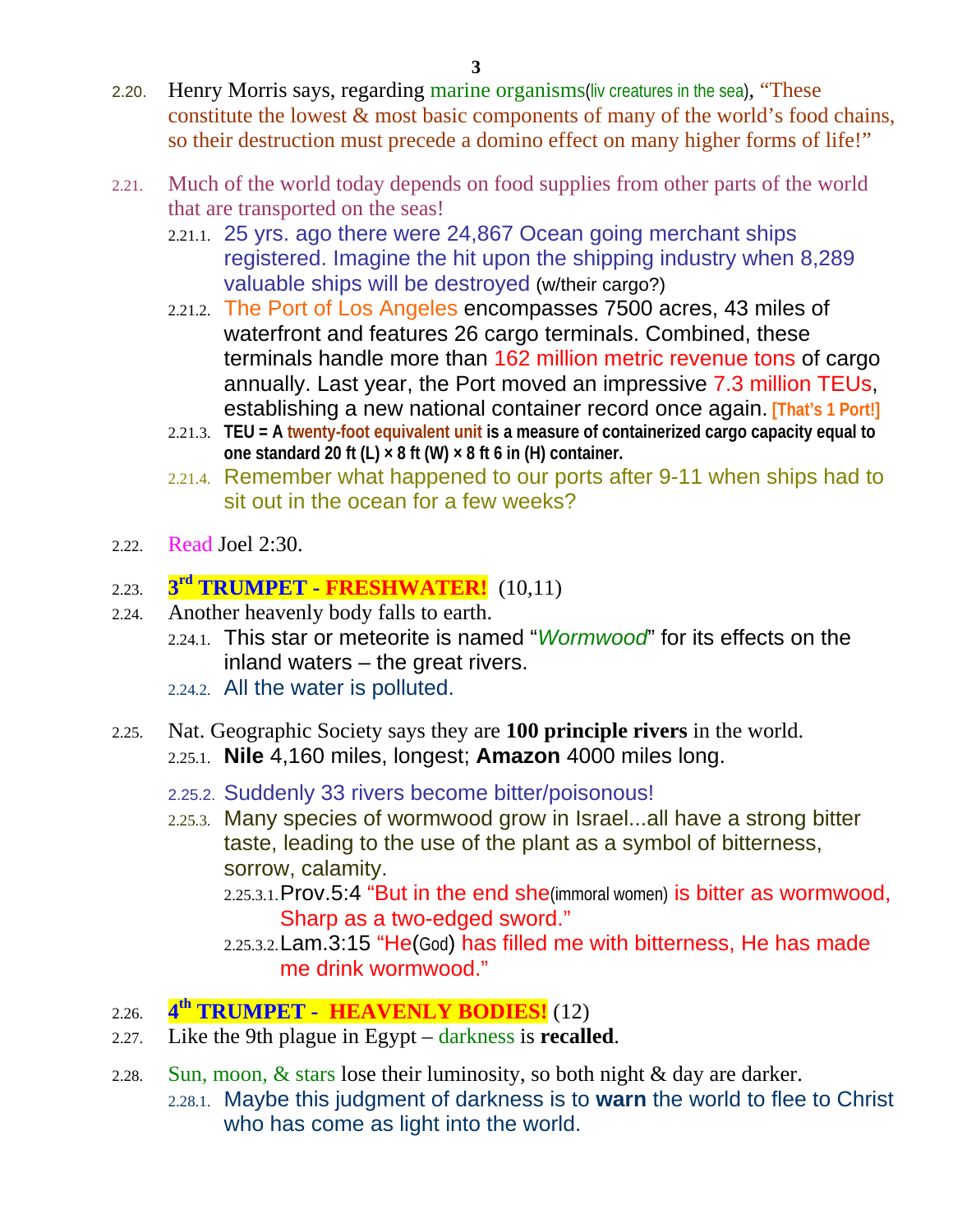2.20. Henry Morris says, regarding marine organisms(liv creatures in the sea), "These constitute the lowest & most basic components of many of the world's food chains, so their destruction must precede a domino effect on many higher forms of life!"

2.21. Much of the world today depends on food supplies from other parts of the world that are transported on the seas!

- 2.21.1. 25 yrs. ago there were 24,867 Ocean going merchant ships registered. Imagine the hit upon the shipping industry when 8,289 valuable ships will be destroyed (w/their cargo?)
- 2.21.2. The Port of Los Angeles encompasses 7500 acres, 43 miles of waterfront and features 26 cargo terminals. Combined, these terminals handle more than 162 million metric revenue tons of cargo annually. Last year, the Port moved an impressive 7.3 million TEUs, establishing a new national container record once again. **[That's 1 Port!]**
- 2.21.3. **TEU = A twenty-foot equivalent unit is a measure of containerized cargo capacity equal to one standard 20 ft (L) × 8 ft (W) × 8 ft 6 in (H) container.**
- 2.21.4. Remember what happened to our ports after 9-11 when ships had to sit out in the ocean for a few weeks?

2.22. Read Joel 2:30.

2.23. **3rd TRUMPET - FRESHWATER!** (10,11)

2.24. Another heavenly body falls to earth.

- 2.24.1. This star or meteorite is named "*Wormwood*" for its effects on the inland waters – the great rivers.
- 2.24.2. All the water is polluted.

2.25. Nat. Geographic Society says they are **100 principle rivers** in the world.

- 2.25.1. **Nile** 4,160 miles, longest; **Amazon** 4000 miles long.
- 2.25.2. Suddenly 33 rivers become bitter/poisonous!
- 2.25.3. Many species of wormwood grow in Israel...all have a strong bitter taste, leading to the use of the plant as a symbol of bitterness, sorrow, calamity.
  - 2.25.3.1. Prov.5:4 "But in the end she(immoral women) is bitter as wormwood, Sharp as a two-edged sword."
  - 2.25.3.2. Lam.3:15 "He(God) has filled me with bitterness, He has made me drink wormwood."

2.26. **4th TRUMPET - HEAVENLY BODIES!** (12)

2.27. Like the 9th plague in Egypt – darkness is **recalled**.

2.28. Sun, moon, & stars lose their luminosity, so both night & day are darker.

- 2.28.1. Maybe this judgment of darkness is to **warn** the world to flee to Christ who has come as light into the world.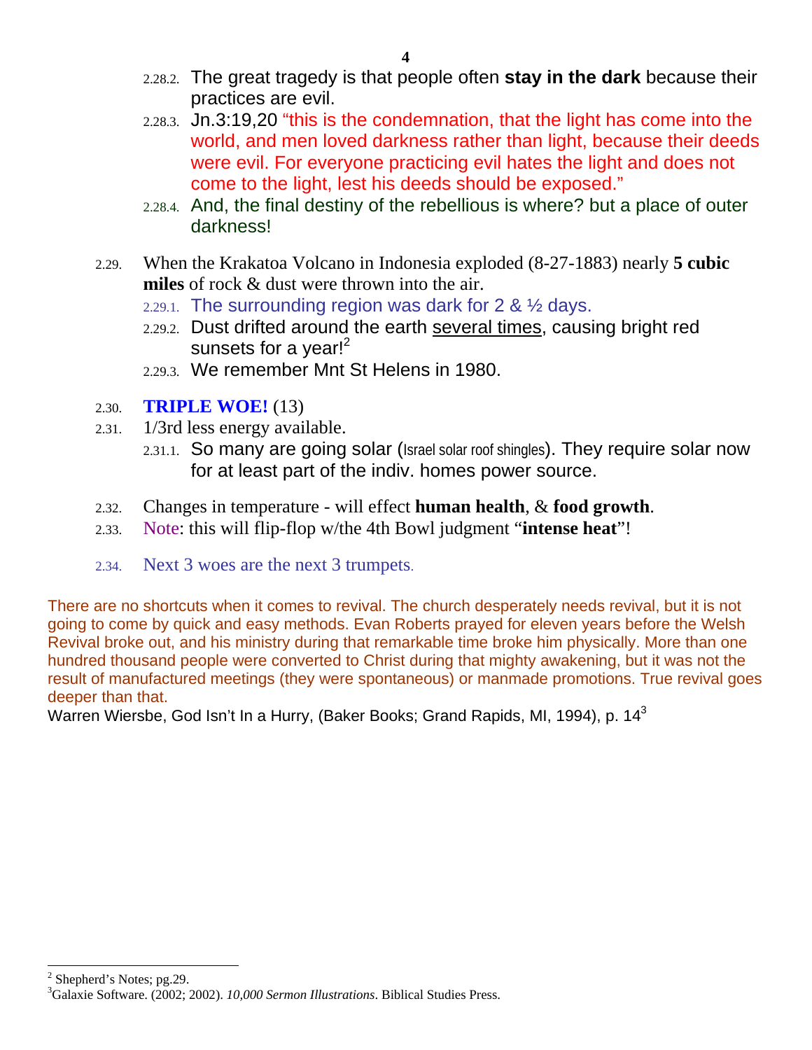- 2.28.2. The great tragedy is that people often **stay in the dark** because their practices are evil.
- 2.28.3. Jn.3:19,20 "this is the condemnation, that the light has come into the world, and men loved darkness rather than light, because their deeds were evil. For everyone practicing evil hates the light and does not come to the light, lest his deeds should be exposed."
- 2.28.4. And, the final destiny of the rebellious is where? but a place of outer darkness!

2.29. When the Krakatoa Volcano in Indonesia exploded (8-27-1883) nearly **5 cubic miles** of rock & dust were thrown into the air.

- 2.29.1. The surrounding region was dark for 2 & ½ days.
- 2.29.2. Dust drifted around the earth several times, causing bright red sunsets for a year![2]
- 2.29.3. We remember Mnt St Helens in 1980.

2.30. **TRIPLE WOE!** (13)

2.31. 1/3rd less energy available.

- 2.31.1. So many are going solar (Israel solar roof shingles). They require solar now for at least part of the indiv. homes power source.

2.32. Changes in temperature - will effect **human health**, & **food growth**.

2.33. Note: this will flip-flop w/the 4th Bowl judgment "**intense heat**"!

2.34. Next 3 woes are the next 3 trumpets.

There are no shortcuts when it comes to revival. The church desperately needs revival, but it is not going to come by quick and easy methods. Evan Roberts prayed for eleven years before the Welsh Revival broke out, and his ministry during that remarkable time broke him physically. More than one hundred thousand people were converted to Christ during that mighty awakening, but it was not the result of manufactured meetings (they were spontaneous) or manmade promotions. True revival goes deeper than that.

Warren Wiersbe, God Isn't In a Hurry, (Baker Books; Grand Rapids, MI, 1994), p. 14[3]

---

[2] Shepherd's Notes; pg.29.

[3] Galaxie Software. (2002; 2002). *10,000 Sermon Illustrations*. Biblical Studies Press.